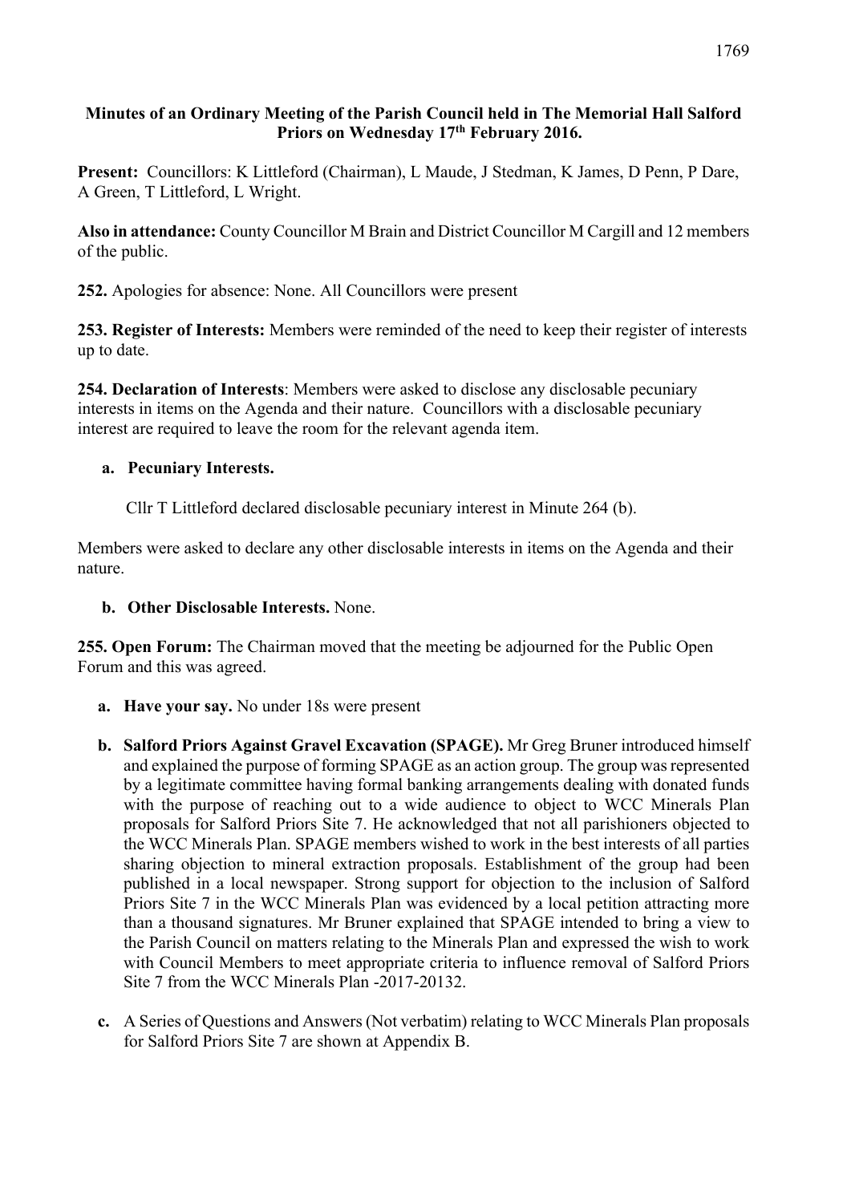**Minutes of an Ordinary Meeting of the Parish Council held in The Memorial Hall Salford Priors on Wednesday 17th February 2016.**

**Present:** Councillors: K Littleford (Chairman), L Maude, J Stedman, K James, D Penn, P Dare, A Green, T Littleford, L Wright.

**Also in attendance:** County Councillor M Brain and District Councillor M Cargill and 12 members of the public.

**252.** Apologies for absence: None. All Councillors were present

**253. Register of Interests:** Members were reminded of the need to keep their register of interests up to date.

**254. Declaration of Interests**: Members were asked to disclose any disclosable pecuniary interests in items on the Agenda and their nature. Councillors with a disclosable pecuniary interest are required to leave the room for the relevant agenda item.

**a. Pecuniary Interests.**

Cllr T Littleford declared disclosable pecuniary interest in Minute 264 (b).

Members were asked to declare any other disclosable interests in items on the Agenda and their nature.

**b. Other Disclosable Interests.** None.

**255. Open Forum:** The Chairman moved that the meeting be adjourned for the Public Open Forum and this was agreed.

- **a. Have your say.** No under 18s were present

- **b. Salford Priors Against Gravel Excavation (SPAGE).** Mr Greg Bruner introduced himself and explained the purpose of forming SPAGE as an action group. The group was represented by a legitimate committee having formal banking arrangements dealing with donated funds with the purpose of reaching out to a wide audience to object to WCC Minerals Plan proposals for Salford Priors Site 7. He acknowledged that not all parishioners objected to the WCC Minerals Plan. SPAGE members wished to work in the best interests of all parties sharing objection to mineral extraction proposals. Establishment of the group had been published in a local newspaper. Strong support for objection to the inclusion of Salford Priors Site 7 in the WCC Minerals Plan was evidenced by a local petition attracting more than a thousand signatures. Mr Bruner explained that SPAGE intended to bring a view to the Parish Council on matters relating to the Minerals Plan and expressed the wish to work with Council Members to meet appropriate criteria to influence removal of Salford Priors Site 7 from the WCC Minerals Plan -2017-20132.

- **c.** A Series of Questions and Answers (Not verbatim) relating to WCC Minerals Plan proposals for Salford Priors Site 7 are shown at Appendix B.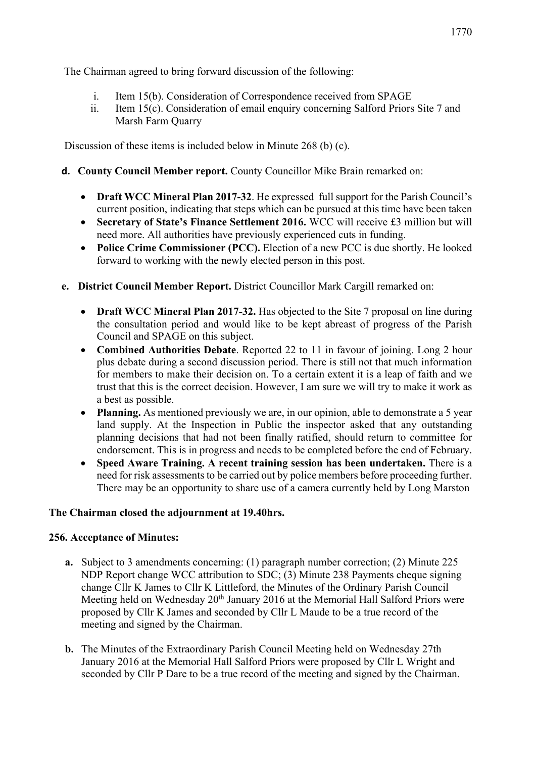The Chairman agreed to bring forward discussion of the following:

i. Item 15(b). Consideration of Correspondence received from SPAGE
ii. Item 15(c). Consideration of email enquiry concerning Salford Priors Site 7 and Marsh Farm Quarry

Discussion of these items is included below in Minute 268 (b) (c).

**d. County Council Member report.** County Councillor Mike Brain remarked on:

- **Draft WCC Mineral Plan 2017-32**. He expressed full support for the Parish Council's current position, indicating that steps which can be pursued at this time have been taken
- **Secretary of State's Finance Settlement 2016.** WCC will receive £3 million but will need more. All authorities have previously experienced cuts in funding.
- **Police Crime Commissioner (PCC).** Election of a new PCC is due shortly. He looked forward to working with the newly elected person in this post.

**e. District Council Member Report.** District Councillor Mark Cargill remarked on:

- **Draft WCC Mineral Plan 2017-32.** Has objected to the Site 7 proposal on line during the consultation period and would like to be kept abreast of progress of the Parish Council and SPAGE on this subject.
- **Combined Authorities Debate**. Reported 22 to 11 in favour of joining. Long 2 hour plus debate during a second discussion period. There is still not that much information for members to make their decision on. To a certain extent it is a leap of faith and we trust that this is the correct decision. However, I am sure we will try to make it work as a best as possible.
- **Planning.** As mentioned previously we are, in our opinion, able to demonstrate a 5 year land supply. At the Inspection in Public the inspector asked that any outstanding planning decisions that had not been finally ratified, should return to committee for endorsement. This is in progress and needs to be completed before the end of February.
- **Speed Aware Training. A recent training session has been undertaken.** There is a need for risk assessments to be carried out by police members before proceeding further. There may be an opportunity to share use of a camera currently held by Long Marston

**The Chairman closed the adjournment at 19.40hrs.**

**256. Acceptance of Minutes:**

**a.** Subject to 3 amendments concerning: (1) paragraph number correction; (2) Minute 225 NDP Report change WCC attribution to SDC; (3) Minute 238 Payments cheque signing change Cllr K James to Cllr K Littleford, the Minutes of the Ordinary Parish Council Meeting held on Wednesday 20th January 2016 at the Memorial Hall Salford Priors were proposed by Cllr K James and seconded by Cllr L Maude to be a true record of the meeting and signed by the Chairman.

**b.** The Minutes of the Extraordinary Parish Council Meeting held on Wednesday 27th January 2016 at the Memorial Hall Salford Priors were proposed by Cllr L Wright and seconded by Cllr P Dare to be a true record of the meeting and signed by the Chairman.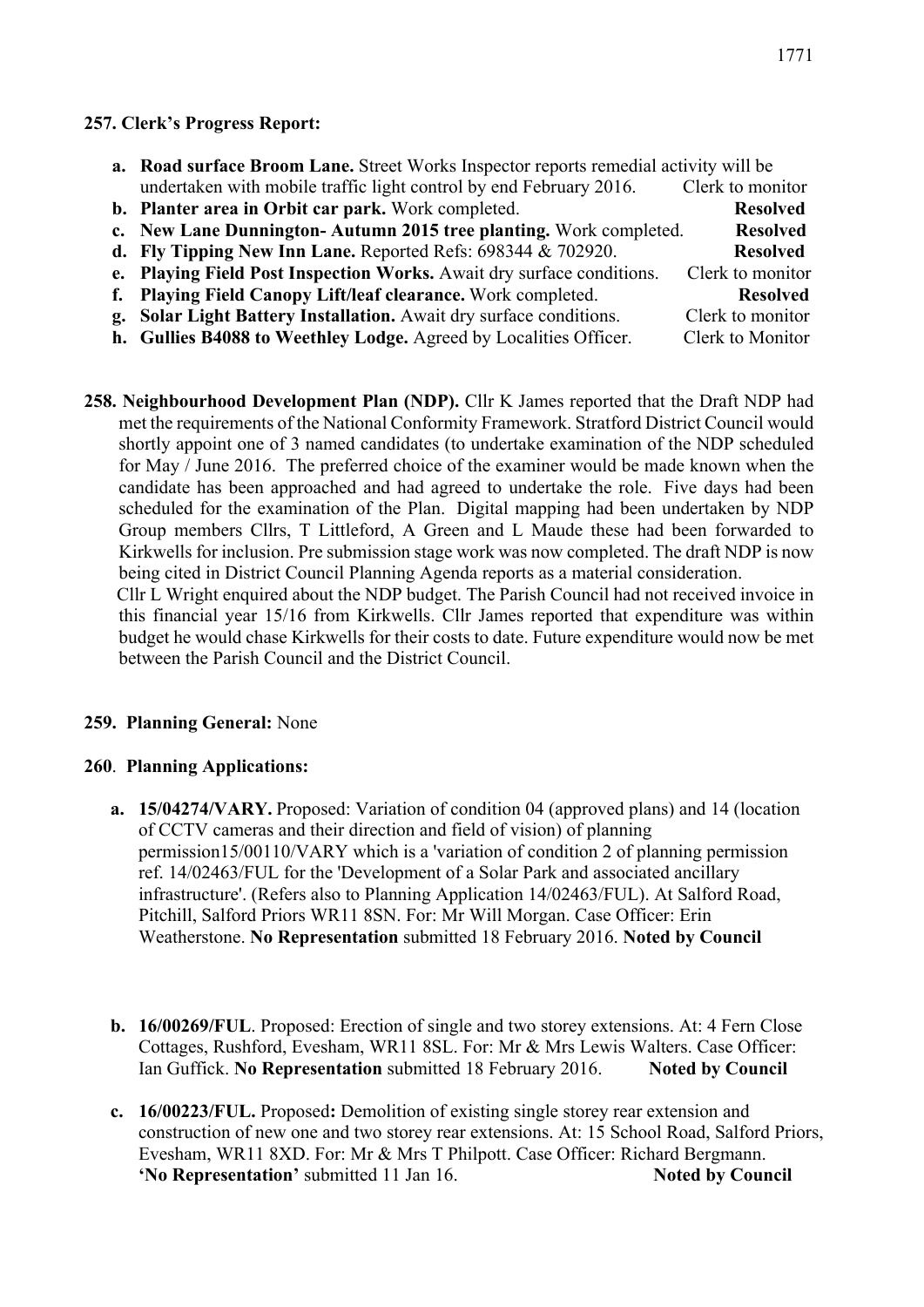**257. Clerk's Progress Report:**

a. **Road surface Broom Lane.** Street Works Inspector reports remedial activity will be undertaken with mobile traffic light control by end February 2016. Clerk to monitor
b. **Planter area in Orbit car park.** Work completed. **Resolved**
c. **New Lane Dunnington- Autumn 2015 tree planting.** Work completed. **Resolved**
d. **Fly Tipping New Inn Lane.** Reported Refs: 698344 & 702920. **Resolved**
e. **Playing Field Post Inspection Works.** Await dry surface conditions. Clerk to monitor
f. **Playing Field Canopy Lift/leaf clearance.** Work completed. **Resolved**
g. **Solar Light Battery Installation.** Await dry surface conditions. Clerk to monitor
h. **Gullies B4088 to Weethley Lodge.** Agreed by Localities Officer. Clerk to Monitor

**258. Neighbourhood Development Plan (NDP).** Cllr K James reported that the Draft NDP had met the requirements of the National Conformity Framework. Stratford District Council would shortly appoint one of 3 named candidates (to undertake examination of the NDP scheduled for May / June 2016. The preferred choice of the examiner would be made known when the candidate has been approached and had agreed to undertake the role. Five days had been scheduled for the examination of the Plan. Digital mapping had been undertaken by NDP Group members Cllrs, T Littleford, A Green and L Maude these had been forwarded to Kirkwells for inclusion. Pre submission stage work was now completed. The draft NDP is now being cited in District Council Planning Agenda reports as a material consideration.
Cllr L Wright enquired about the NDP budget. The Parish Council had not received invoice in this financial year 15/16 from Kirkwells. Cllr James reported that expenditure was within budget he would chase Kirkwells for their costs to date. Future expenditure would now be met between the Parish Council and the District Council.

**259. Planning General:** None

**260. Planning Applications:**

a. **15/04274/VARY.** Proposed: Variation of condition 04 (approved plans) and 14 (location of CCTV cameras and their direction and field of vision) of planning permission15/00110/VARY which is a 'variation of condition 2 of planning permission ref. 14/02463/FUL for the 'Development of a Solar Park and associated ancillary infrastructure'. (Refers also to Planning Application 14/02463/FUL). At Salford Road, Pitchill, Salford Priors WR11 8SN. For: Mr Will Morgan. Case Officer: Erin Weatherstone. **No Representation** submitted 18 February 2016. **Noted by Council**

b. **16/00269/FUL**. Proposed: Erection of single and two storey extensions. At: 4 Fern Close Cottages, Rushford, Evesham, WR11 8SL. For: Mr & Mrs Lewis Walters. Case Officer: Ian Guffick. **No Representation** submitted 18 February 2016. **Noted by Council**

c. **16/00223/FUL.** Proposed**:** Demolition of existing single storey rear extension and construction of new one and two storey rear extensions. At: 15 School Road, Salford Priors, Evesham, WR11 8XD. For: Mr & Mrs T Philpott. Case Officer: Richard Bergmann. **'No Representation'** submitted 11 Jan 16. **Noted by Council**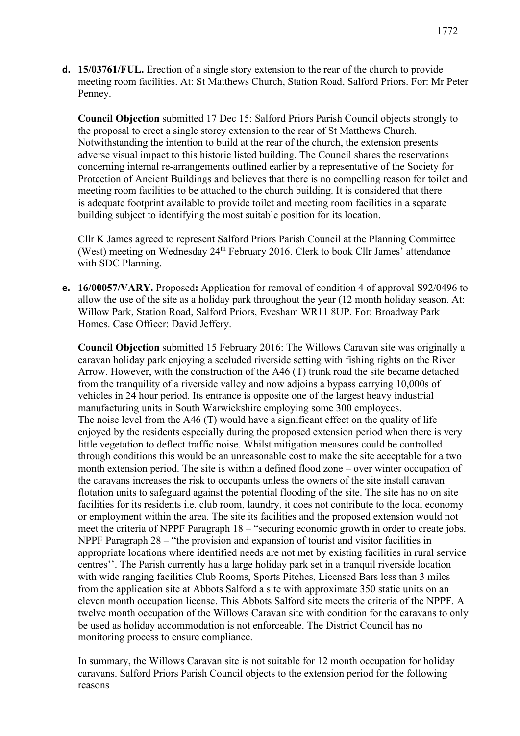**d. 15/03761/FUL.** Erection of a single story extension to the rear of the church to provide meeting room facilities. At: St Matthews Church, Station Road, Salford Priors. For: Mr Peter Penney.

**Council Objection** submitted 17 Dec 15: Salford Priors Parish Council objects strongly to the proposal to erect a single storey extension to the rear of St Matthews Church. Notwithstanding the intention to build at the rear of the church, the extension presents adverse visual impact to this historic listed building. The Council shares the reservations concerning internal re-arrangements outlined earlier by a representative of the Society for Protection of Ancient Buildings and believes that there is no compelling reason for toilet and meeting room facilities to be attached to the church building. It is considered that there is adequate footprint available to provide toilet and meeting room facilities in a separate building subject to identifying the most suitable position for its location.

Cllr K James agreed to represent Salford Priors Parish Council at the Planning Committee (West) meeting on Wednesday 24th February 2016. Clerk to book Cllr James' attendance with SDC Planning.

**e. 16/00057/VARY.** Proposed**:** Application for removal of condition 4 of approval S92/0496 to allow the use of the site as a holiday park throughout the year (12 month holiday season. At: Willow Park, Station Road, Salford Priors, Evesham WR11 8UP. For: Broadway Park Homes. Case Officer: David Jeffery.

**Council Objection** submitted 15 February 2016: The Willows Caravan site was originally a caravan holiday park enjoying a secluded riverside setting with fishing rights on the River Arrow. However, with the construction of the A46 (T) trunk road the site became detached from the tranquility of a riverside valley and now adjoins a bypass carrying 10,000s of vehicles in 24 hour period. Its entrance is opposite one of the largest heavy industrial manufacturing units in South Warwickshire employing some 300 employees.
The noise level from the A46 (T) would have a significant effect on the quality of life enjoyed by the residents especially during the proposed extension period when there is very little vegetation to deflect traffic noise. Whilst mitigation measures could be controlled through conditions this would be an unreasonable cost to make the site acceptable for a two month extension period. The site is within a defined flood zone – over winter occupation of the caravans increases the risk to occupants unless the owners of the site install caravan flotation units to safeguard against the potential flooding of the site. The site has no on site facilities for its residents i.e. club room, laundry, it does not contribute to the local economy or employment within the area. The site its facilities and the proposed extension would not meet the criteria of NPPF Paragraph 18 – "securing economic growth in order to create jobs. NPPF Paragraph 28 – "the provision and expansion of tourist and visitor facilities in appropriate locations where identified needs are not met by existing facilities in rural service centres''. The Parish currently has a large holiday park set in a tranquil riverside location with wide ranging facilities Club Rooms, Sports Pitches, Licensed Bars less than 3 miles from the application site at Abbots Salford a site with approximate 350 static units on an eleven month occupation license. This Abbots Salford site meets the criteria of the NPPF. A twelve month occupation of the Willows Caravan site with condition for the caravans to only be used as holiday accommodation is not enforceable. The District Council has no monitoring process to ensure compliance.

In summary, the Willows Caravan site is not suitable for 12 month occupation for holiday caravans. Salford Priors Parish Council objects to the extension period for the following reasons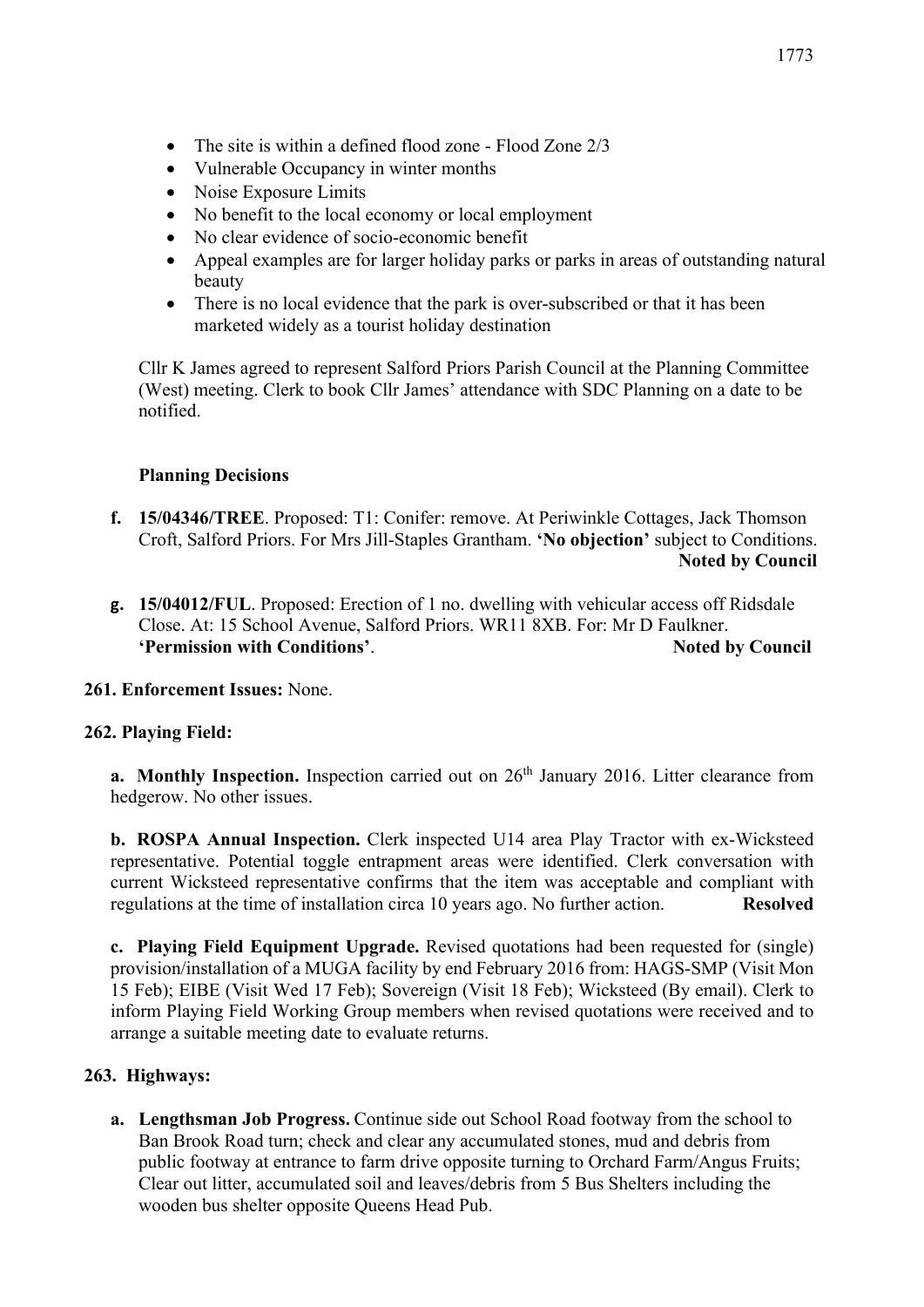- The site is within a defined flood zone - Flood Zone 2/3
- Vulnerable Occupancy in winter months
- Noise Exposure Limits
- No benefit to the local economy or local employment
- No clear evidence of socio-economic benefit
- Appeal examples are for larger holiday parks or parks in areas of outstanding natural beauty
- There is no local evidence that the park is over-subscribed or that it has been marketed widely as a tourist holiday destination

Cllr K James agreed to represent Salford Priors Parish Council at the Planning Committee (West) meeting. Clerk to book Cllr James' attendance with SDC Planning on a date to be notified.

**Planning Decisions**

**f. 15/04346/TREE**. Proposed: T1: Conifer: remove. At Periwinkle Cottages, Jack Thomson Croft, Salford Priors. For Mrs Jill-Staples Grantham. **'No objection'** subject to Conditions. **Noted by Council**

**g. 15/04012/FUL**. Proposed: Erection of 1 no. dwelling with vehicular access off Ridsdale Close. At: 15 School Avenue, Salford Priors. WR11 8XB. For: Mr D Faulkner. **'Permission with Conditions'**. **Noted by Council**

**261. Enforcement Issues:** None.

**262. Playing Field:**

**a. Monthly Inspection.** Inspection carried out on 26th January 2016. Litter clearance from hedgerow. No other issues.

**b. ROSPA Annual Inspection.** Clerk inspected U14 area Play Tractor with ex-Wicksteed representative. Potential toggle entrapment areas were identified. Clerk conversation with current Wicksteed representative confirms that the item was acceptable and compliant with regulations at the time of installation circa 10 years ago. No further action. **Resolved**

**c. Playing Field Equipment Upgrade.** Revised quotations had been requested for (single) provision/installation of a MUGA facility by end February 2016 from: HAGS-SMP (Visit Mon 15 Feb); EIBE (Visit Wed 17 Feb); Sovereign (Visit 18 Feb); Wicksteed (By email). Clerk to inform Playing Field Working Group members when revised quotations were received and to arrange a suitable meeting date to evaluate returns.

**263. Highways:**

**a. Lengthsman Job Progress.** Continue side out School Road footway from the school to Ban Brook Road turn; check and clear any accumulated stones, mud and debris from public footway at entrance to farm drive opposite turning to Orchard Farm/Angus Fruits; Clear out litter, accumulated soil and leaves/debris from 5 Bus Shelters including the wooden bus shelter opposite Queens Head Pub.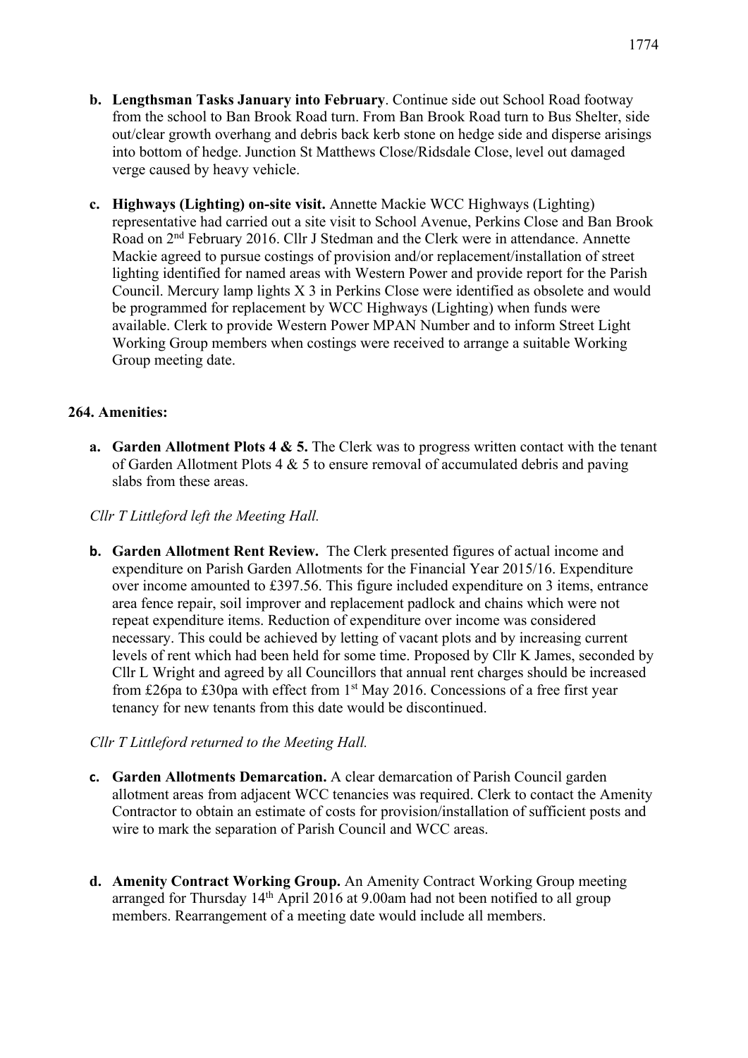**b. Lengthsman Tasks January into February**. Continue side out School Road footway from the school to Ban Brook Road turn. From Ban Brook Road turn to Bus Shelter, side out/clear growth overhang and debris back kerb stone on hedge side and disperse arisings into bottom of hedge. Junction St Matthews Close/Ridsdale Close, level out damaged verge caused by heavy vehicle.

**c. Highways (Lighting) on-site visit.** Annette Mackie WCC Highways (Lighting) representative had carried out a site visit to School Avenue, Perkins Close and Ban Brook Road on 2nd February 2016. Cllr J Stedman and the Clerk were in attendance. Annette Mackie agreed to pursue costings of provision and/or replacement/installation of street lighting identified for named areas with Western Power and provide report for the Parish Council. Mercury lamp lights X 3 in Perkins Close were identified as obsolete and would be programmed for replacement by WCC Highways (Lighting) when funds were available. Clerk to provide Western Power MPAN Number and to inform Street Light Working Group members when costings were received to arrange a suitable Working Group meeting date.

**264. Amenities:**

**a. Garden Allotment Plots 4 & 5.** The Clerk was to progress written contact with the tenant of Garden Allotment Plots 4 & 5 to ensure removal of accumulated debris and paving slabs from these areas.

*Cllr T Littleford left the Meeting Hall.*

**b. Garden Allotment Rent Review.** The Clerk presented figures of actual income and expenditure on Parish Garden Allotments for the Financial Year 2015/16. Expenditure over income amounted to £397.56. This figure included expenditure on 3 items, entrance area fence repair, soil improver and replacement padlock and chains which were not repeat expenditure items. Reduction of expenditure over income was considered necessary. This could be achieved by letting of vacant plots and by increasing current levels of rent which had been held for some time. Proposed by Cllr K James, seconded by Cllr L Wright and agreed by all Councillors that annual rent charges should be increased from £26pa to £30pa with effect from 1st May 2016. Concessions of a free first year tenancy for new tenants from this date would be discontinued.

*Cllr T Littleford returned to the Meeting Hall.*

**c. Garden Allotments Demarcation.** A clear demarcation of Parish Council garden allotment areas from adjacent WCC tenancies was required. Clerk to contact the Amenity Contractor to obtain an estimate of costs for provision/installation of sufficient posts and wire to mark the separation of Parish Council and WCC areas.

**d. Amenity Contract Working Group.** An Amenity Contract Working Group meeting arranged for Thursday 14th April 2016 at 9.00am had not been notified to all group members. Rearrangement of a meeting date would include all members.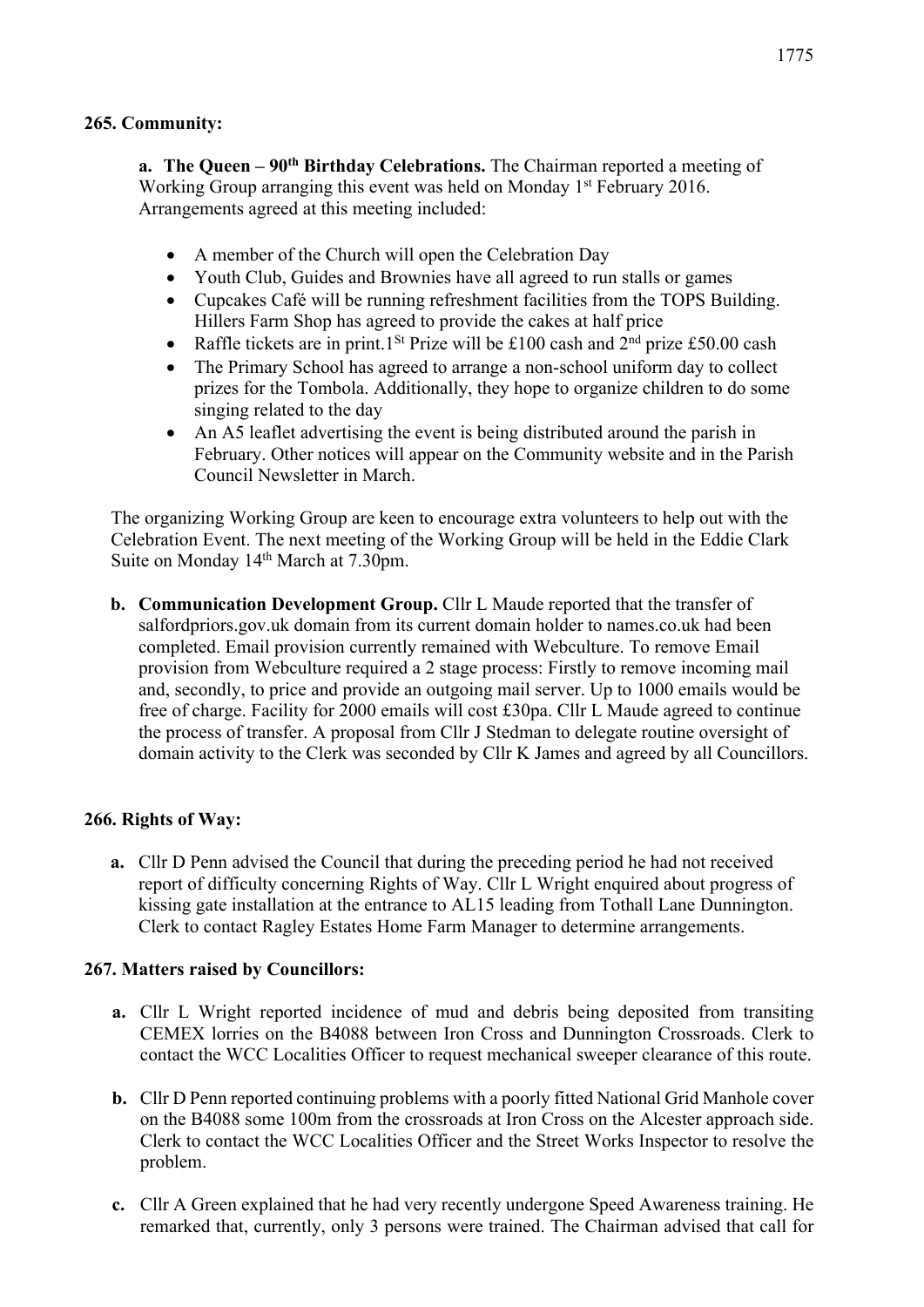**265. Community:**

**a. The Queen – 90th Birthday Celebrations.** The Chairman reported a meeting of Working Group arranging this event was held on Monday 1st February 2016. Arrangements agreed at this meeting included:

- A member of the Church will open the Celebration Day
- Youth Club, Guides and Brownies have all agreed to run stalls or games
- Cupcakes Café will be running refreshment facilities from the TOPS Building. Hillers Farm Shop has agreed to provide the cakes at half price
- Raffle tickets are in print.1St Prize will be £100 cash and 2nd prize £50.00 cash
- The Primary School has agreed to arrange a non-school uniform day to collect prizes for the Tombola. Additionally, they hope to organize children to do some singing related to the day
- An A5 leaflet advertising the event is being distributed around the parish in February. Other notices will appear on the Community website and in the Parish Council Newsletter in March.

The organizing Working Group are keen to encourage extra volunteers to help out with the Celebration Event. The next meeting of the Working Group will be held in the Eddie Clark Suite on Monday 14th March at 7.30pm.

**b. Communication Development Group.** Cllr L Maude reported that the transfer of salfordpriors.gov.uk domain from its current domain holder to names.co.uk had been completed. Email provision currently remained with Webculture. To remove Email provision from Webculture required a 2 stage process: Firstly to remove incoming mail and, secondly, to price and provide an outgoing mail server. Up to 1000 emails would be free of charge. Facility for 2000 emails will cost £30pa. Cllr L Maude agreed to continue the process of transfer. A proposal from Cllr J Stedman to delegate routine oversight of domain activity to the Clerk was seconded by Cllr K James and agreed by all Councillors.

**266. Rights of Way:**

**a.** Cllr D Penn advised the Council that during the preceding period he had not received report of difficulty concerning Rights of Way. Cllr L Wright enquired about progress of kissing gate installation at the entrance to AL15 leading from Tothall Lane Dunnington. Clerk to contact Ragley Estates Home Farm Manager to determine arrangements.

**267. Matters raised by Councillors:**

**a.** Cllr L Wright reported incidence of mud and debris being deposited from transiting CEMEX lorries on the B4088 between Iron Cross and Dunnington Crossroads. Clerk to contact the WCC Localities Officer to request mechanical sweeper clearance of this route.

**b.** Cllr D Penn reported continuing problems with a poorly fitted National Grid Manhole cover on the B4088 some 100m from the crossroads at Iron Cross on the Alcester approach side. Clerk to contact the WCC Localities Officer and the Street Works Inspector to resolve the problem.

**c.** Cllr A Green explained that he had very recently undergone Speed Awareness training. He remarked that, currently, only 3 persons were trained. The Chairman advised that call for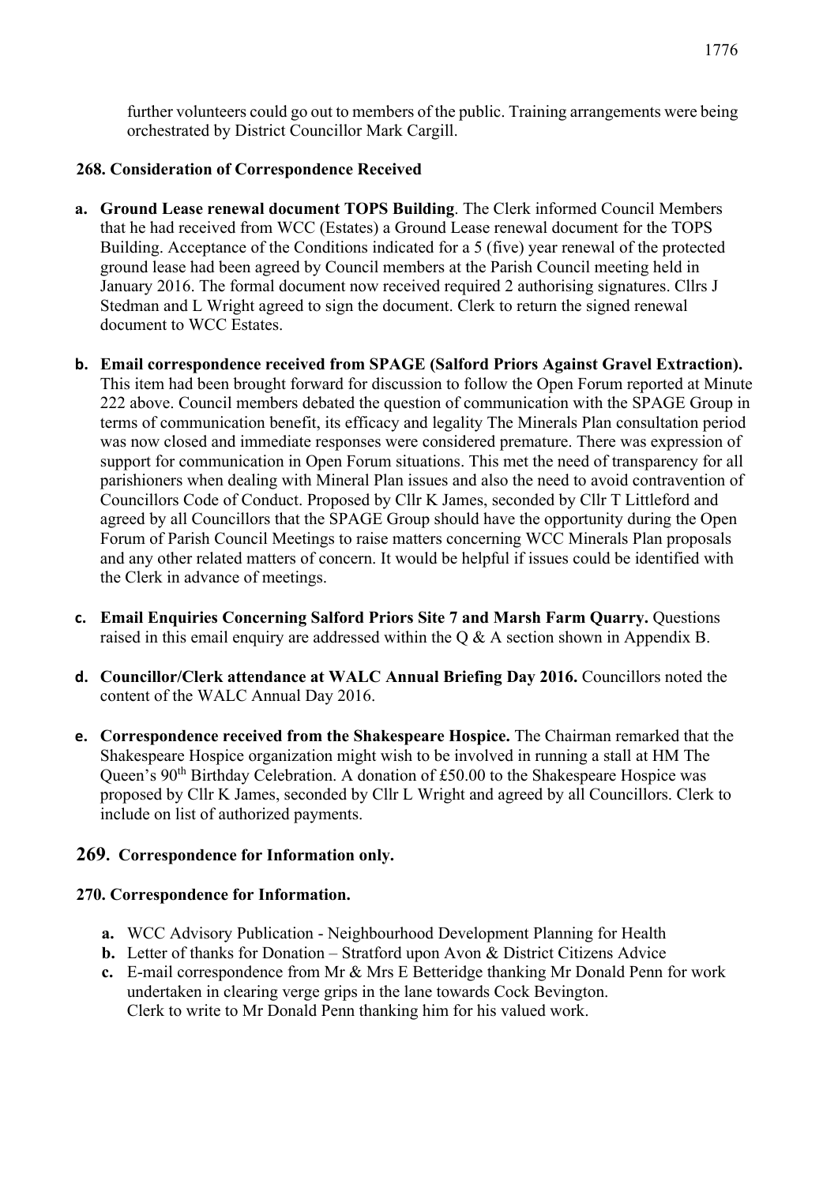further volunteers could go out to members of the public. Training arrangements were being orchestrated by District Councillor Mark Cargill.

**268. Consideration of Correspondence Received**

- **a. Ground Lease renewal document TOPS Building**. The Clerk informed Council Members that he had received from WCC (Estates) a Ground Lease renewal document for the TOPS Building. Acceptance of the Conditions indicated for a 5 (five) year renewal of the protected ground lease had been agreed by Council members at the Parish Council meeting held in January 2016. The formal document now received required 2 authorising signatures. Cllrs J Stedman and L Wright agreed to sign the document. Clerk to return the signed renewal document to WCC Estates.

- **b. Email correspondence received from SPAGE (Salford Priors Against Gravel Extraction).** This item had been brought forward for discussion to follow the Open Forum reported at Minute 222 above. Council members debated the question of communication with the SPAGE Group in terms of communication benefit, its efficacy and legality The Minerals Plan consultation period was now closed and immediate responses were considered premature. There was expression of support for communication in Open Forum situations. This met the need of transparency for all parishioners when dealing with Mineral Plan issues and also the need to avoid contravention of Councillors Code of Conduct. Proposed by Cllr K James, seconded by Cllr T Littleford and agreed by all Councillors that the SPAGE Group should have the opportunity during the Open Forum of Parish Council Meetings to raise matters concerning WCC Minerals Plan proposals and any other related matters of concern. It would be helpful if issues could be identified with the Clerk in advance of meetings.

- **c. Email Enquiries Concerning Salford Priors Site 7 and Marsh Farm Quarry.** Questions raised in this email enquiry are addressed within the Q & A section shown in Appendix B.

- **d. Councillor/Clerk attendance at WALC Annual Briefing Day 2016.** Councillors noted the content of the WALC Annual Day 2016.

- **e. Correspondence received from the Shakespeare Hospice.** The Chairman remarked that the Shakespeare Hospice organization might wish to be involved in running a stall at HM The Queen's 90th Birthday Celebration. A donation of £50.00 to the Shakespeare Hospice was proposed by Cllr K James, seconded by Cllr L Wright and agreed by all Councillors. Clerk to include on list of authorized payments.

**269. Correspondence for Information only.**

**270. Correspondence for Information.**

- **a.** WCC Advisory Publication - Neighbourhood Development Planning for Health
- **b.** Letter of thanks for Donation – Stratford upon Avon & District Citizens Advice
- **c.** E-mail correspondence from Mr & Mrs E Betteridge thanking Mr Donald Penn for work undertaken in clearing verge grips in the lane towards Cock Bevington.
  Clerk to write to Mr Donald Penn thanking him for his valued work.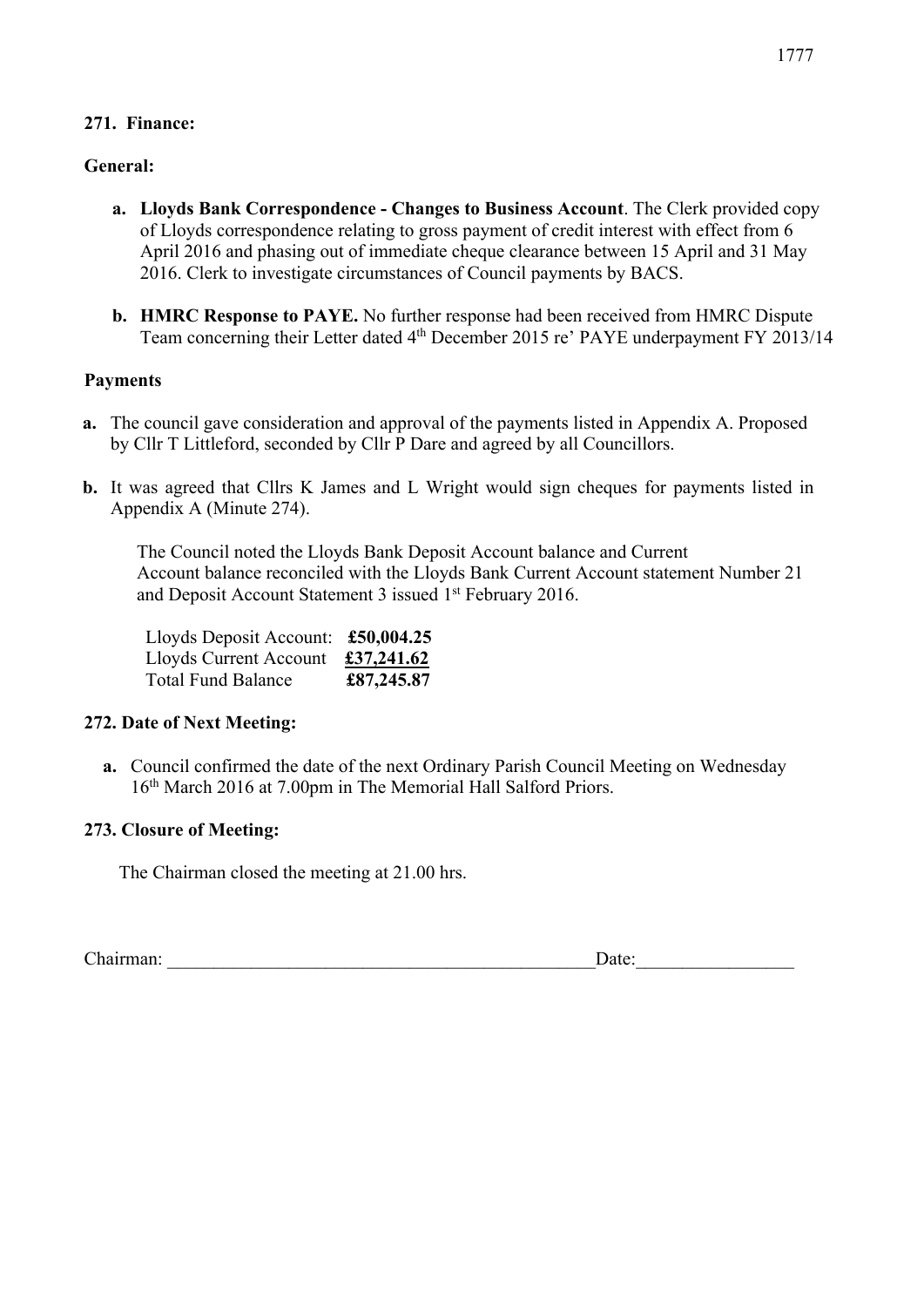## 271. Finance:

### General:

a. **Lloyds Bank Correspondence - Changes to Business Account**. The Clerk provided copy of Lloyds correspondence relating to gross payment of credit interest with effect from 6 April 2016 and phasing out of immediate cheque clearance between 15 April and 31 May 2016. Clerk to investigate circumstances of Council payments by BACS.

b. **HMRC Response to PAYE.** No further response had been received from HMRC Dispute Team concerning their Letter dated 4th December 2015 re' PAYE underpayment FY 2013/14

### Payments

**a.** The council gave consideration and approval of the payments listed in Appendix A. Proposed by Cllr T Littleford, seconded by Cllr P Dare and agreed by all Councillors.

**b.** It was agreed that Cllrs K James and L Wright would sign cheques for payments listed in Appendix A (Minute 274).

The Council noted the Lloyds Bank Deposit Account balance and Current Account balance reconciled with the Lloyds Bank Current Account statement Number 21 and Deposit Account Statement 3 issued 1st February 2016.

| | |
|---|---|
| Lloyds Deposit Account: | **£50,004.25** |
| Lloyds Current Account | **£37,241.62** |
| Total Fund Balance | **£87,245.87** |

## 272. Date of Next Meeting:

a. Council confirmed the date of the next Ordinary Parish Council Meeting on Wednesday 16th March 2016 at 7.00pm in The Memorial Hall Salford Priors.

## 273. Closure of Meeting:

The Chairman closed the meeting at 21.00 hrs.

Chairman: _______________________________________________Date:_________________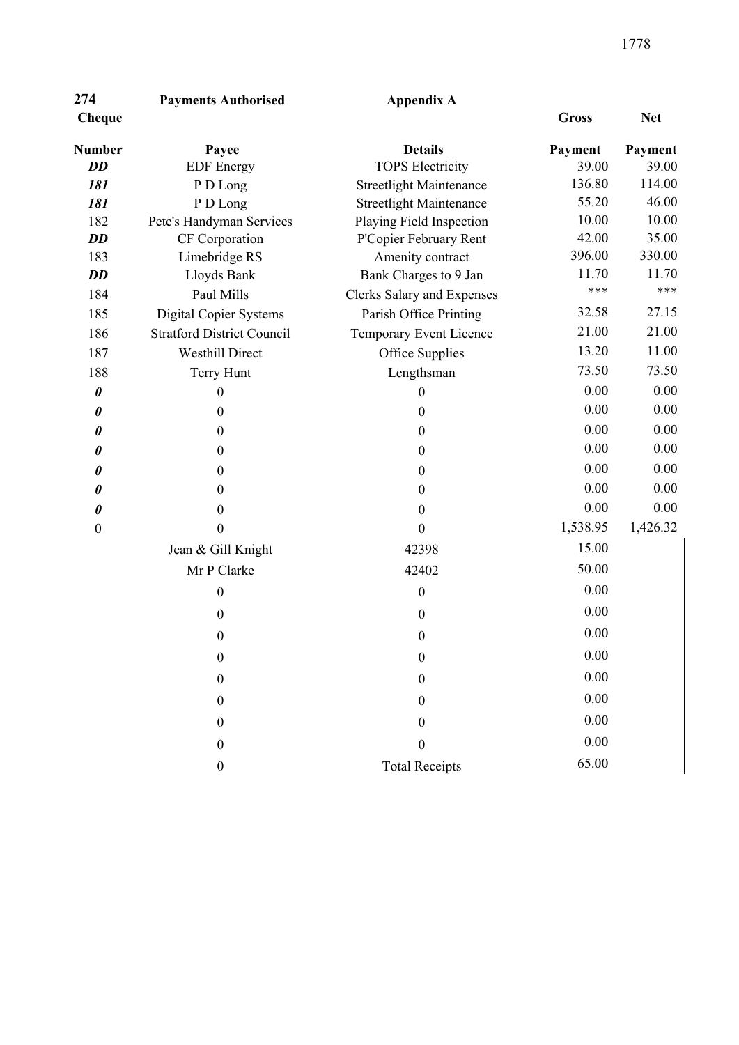| 274 Cheque Number | Payments Authorised Payee | Appendix A Details | Gross Payment | Net Payment |
|---|---|---|---|---|
| ***DD*** | EDF Energy | TOPS Electricity | 39.00 | 39.00 |
| ***181*** | P D Long | Streetlight Maintenance | 136.80 | 114.00 |
| ***181*** | P D Long | Streetlight Maintenance | 55.20 | 46.00 |
| 182 | Pete's Handyman Services | Playing Field Inspection | 10.00 | 10.00 |
| ***DD*** | CF Corporation | P'Copier February Rent | 42.00 | 35.00 |
| 183 | Limebridge RS | Amenity contract | 396.00 | 330.00 |
| ***DD*** | Lloyds Bank | Bank Charges to 9 Jan | 11.70 | 11.70 |
| 184 | Paul Mills | Clerks Salary and Expenses | *** | *** |
| 185 | Digital Copier Systems | Parish Office Printing | 32.58 | 27.15 |
| 186 | Stratford District Council | Temporary Event Licence | 21.00 | 21.00 |
| 187 | Westhill Direct | Office Supplies | 13.20 | 11.00 |
| 188 | Terry Hunt | Lengthsman | 73.50 | 73.50 |
| ***0*** | 0 | 0 | 0.00 | 0.00 |
| ***0*** | 0 | 0 | 0.00 | 0.00 |
| ***0*** | 0 | 0 | 0.00 | 0.00 |
| ***0*** | 0 | 0 | 0.00 | 0.00 |
| ***0*** | 0 | 0 | 0.00 | 0.00 |
| ***0*** | 0 | 0 | 0.00 | 0.00 |
| ***0*** | 0 | 0 | 0.00 | 0.00 |
| 0 | 0 | 0 | 1,538.95 | 1,426.32 |
| | Jean & Gill Knight | 42398 | 15.00 | |
| | Mr P Clarke | 42402 | 50.00 | |
| | 0 | 0 | 0.00 | |
| | 0 | 0 | 0.00 | |
| | 0 | 0 | 0.00 | |
| | 0 | 0 | 0.00 | |
| | 0 | 0 | 0.00 | |
| | 0 | 0 | 0.00 | |
| | 0 | 0 | 0.00 | |
| | 0 | 0 | 0.00 | |
| | 0 | Total Receipts | 65.00 | |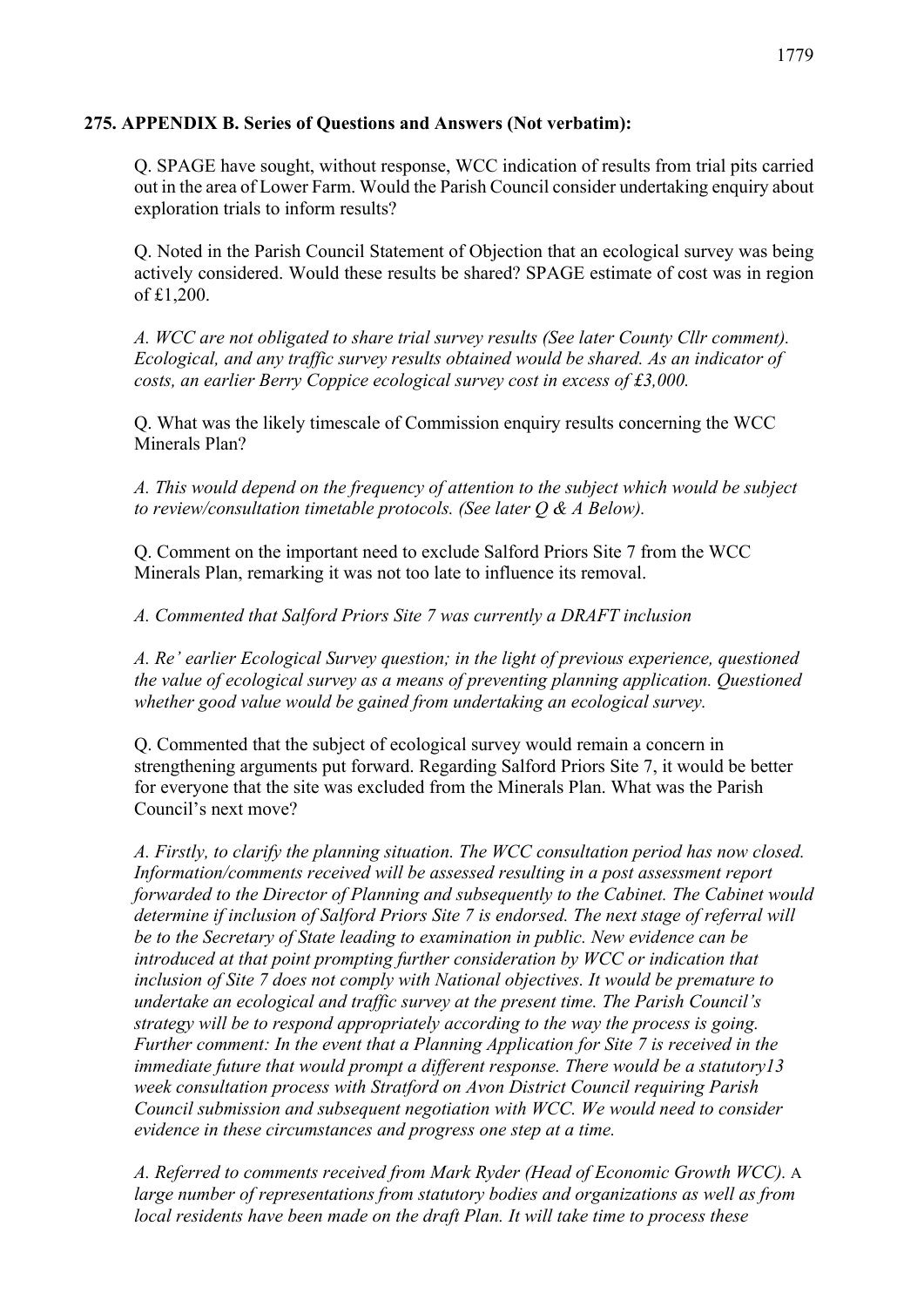**275. APPENDIX B. Series of Questions and Answers (Not verbatim):**

Q. SPAGE have sought, without response, WCC indication of results from trial pits carried out in the area of Lower Farm. Would the Parish Council consider undertaking enquiry about exploration trials to inform results?

Q. Noted in the Parish Council Statement of Objection that an ecological survey was being actively considered. Would these results be shared? SPAGE estimate of cost was in region of £1,200.

*A. WCC are not obligated to share trial survey results (See later County Cllr comment). Ecological, and any traffic survey results obtained would be shared. As an indicator of costs, an earlier Berry Coppice ecological survey cost in excess of £3,000.*

Q. What was the likely timescale of Commission enquiry results concerning the WCC Minerals Plan?

*A. This would depend on the frequency of attention to the subject which would be subject to review/consultation timetable protocols. (See later Q & A Below).*

Q. Comment on the important need to exclude Salford Priors Site 7 from the WCC Minerals Plan, remarking it was not too late to influence its removal.

*A. Commented that Salford Priors Site 7 was currently a DRAFT inclusion*

*A. Re' earlier Ecological Survey question; in the light of previous experience, questioned the value of ecological survey as a means of preventing planning application. Questioned whether good value would be gained from undertaking an ecological survey.*

Q. Commented that the subject of ecological survey would remain a concern in strengthening arguments put forward. Regarding Salford Priors Site 7, it would be better for everyone that the site was excluded from the Minerals Plan. What was the Parish Council's next move?

*A. Firstly, to clarify the planning situation. The WCC consultation period has now closed. Information/comments received will be assessed resulting in a post assessment report forwarded to the Director of Planning and subsequently to the Cabinet. The Cabinet would determine if inclusion of Salford Priors Site 7 is endorsed. The next stage of referral will be to the Secretary of State leading to examination in public. New evidence can be introduced at that point prompting further consideration by WCC or indication that inclusion of Site 7 does not comply with National objectives. It would be premature to undertake an ecological and traffic survey at the present time. The Parish Council's strategy will be to respond appropriately according to the way the process is going. Further comment: In the event that a Planning Application for Site 7 is received in the immediate future that would prompt a different response. There would be a statutory13 week consultation process with Stratford on Avon District Council requiring Parish Council submission and subsequent negotiation with WCC. We would need to consider evidence in these circumstances and progress one step at a time.*

*A. Referred to comments received from Mark Ryder (Head of Economic Growth WCC).* A *large number of representations from statutory bodies and organizations as well as from local residents have been made on the draft Plan. It will take time to process these*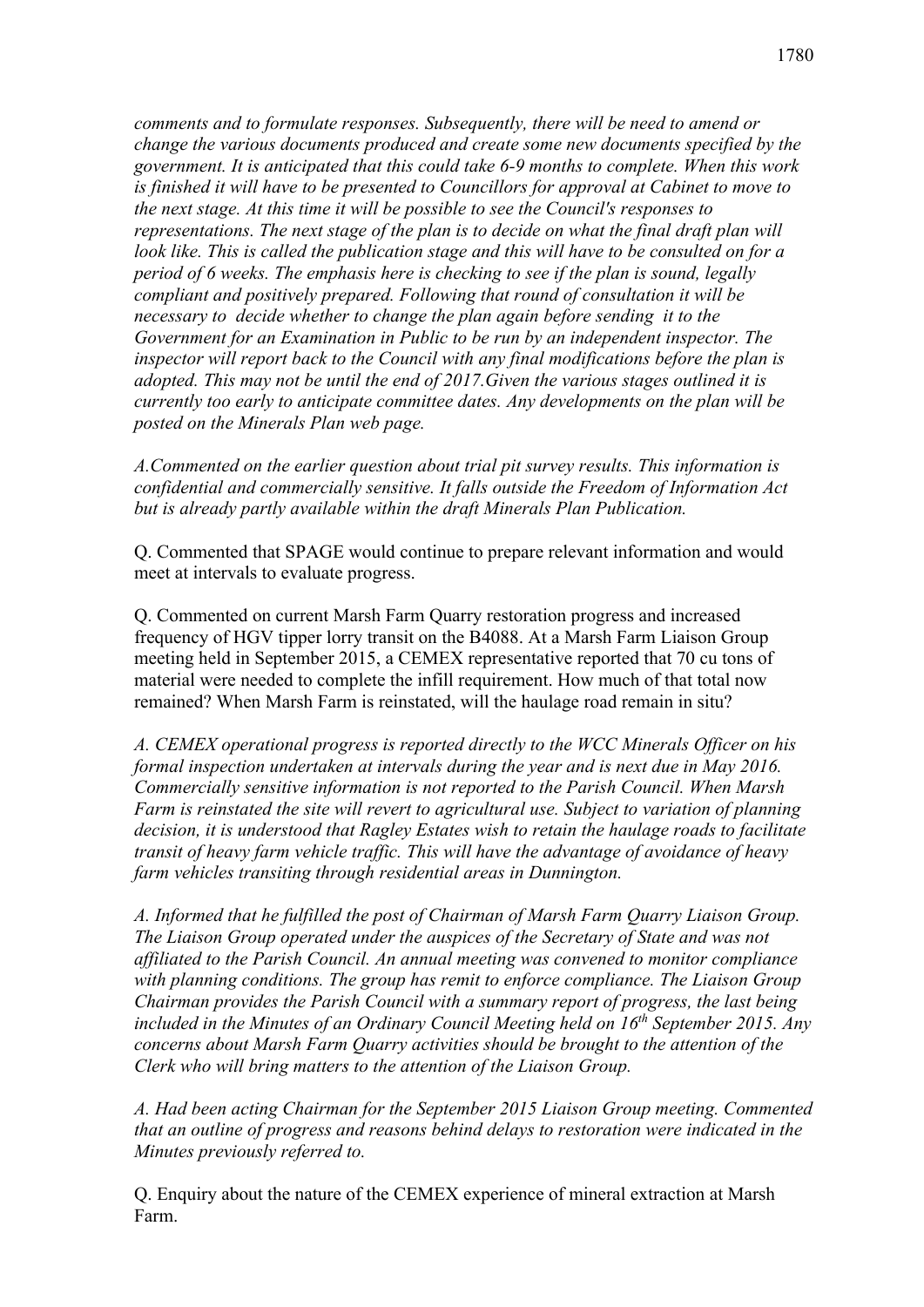*comments and to formulate responses. Subsequently, there will be need to amend or change the various documents produced and create some new documents specified by the government. It is anticipated that this could take 6-9 months to complete. When this work is finished it will have to be presented to Councillors for approval at Cabinet to move to the next stage. At this time it will be possible to see the Council's responses to representations. The next stage of the plan is to decide on what the final draft plan will look like. This is called the publication stage and this will have to be consulted on for a period of 6 weeks. The emphasis here is checking to see if the plan is sound, legally compliant and positively prepared. Following that round of consultation it will be necessary to decide whether to change the plan again before sending it to the Government for an Examination in Public to be run by an independent inspector. The inspector will report back to the Council with any final modifications before the plan is adopted. This may not be until the end of 2017.Given the various stages outlined it is currently too early to anticipate committee dates. Any developments on the plan will be posted on the Minerals Plan web page.*

*A.Commented on the earlier question about trial pit survey results. This information is confidential and commercially sensitive. It falls outside the Freedom of Information Act but is already partly available within the draft Minerals Plan Publication.*

Q. Commented that SPAGE would continue to prepare relevant information and would meet at intervals to evaluate progress.

Q. Commented on current Marsh Farm Quarry restoration progress and increased frequency of HGV tipper lorry transit on the B4088. At a Marsh Farm Liaison Group meeting held in September 2015, a CEMEX representative reported that 70 cu tons of material were needed to complete the infill requirement. How much of that total now remained? When Marsh Farm is reinstated, will the haulage road remain in situ?

*A. CEMEX operational progress is reported directly to the WCC Minerals Officer on his formal inspection undertaken at intervals during the year and is next due in May 2016. Commercially sensitive information is not reported to the Parish Council. When Marsh Farm is reinstated the site will revert to agricultural use. Subject to variation of planning decision, it is understood that Ragley Estates wish to retain the haulage roads to facilitate transit of heavy farm vehicle traffic. This will have the advantage of avoidance of heavy farm vehicles transiting through residential areas in Dunnington.*

*A. Informed that he fulfilled the post of Chairman of Marsh Farm Quarry Liaison Group. The Liaison Group operated under the auspices of the Secretary of State and was not affiliated to the Parish Council. An annual meeting was convened to monitor compliance with planning conditions. The group has remit to enforce compliance. The Liaison Group Chairman provides the Parish Council with a summary report of progress, the last being included in the Minutes of an Ordinary Council Meeting held on 16th September 2015. Any concerns about Marsh Farm Quarry activities should be brought to the attention of the Clerk who will bring matters to the attention of the Liaison Group.*

*A. Had been acting Chairman for the September 2015 Liaison Group meeting. Commented that an outline of progress and reasons behind delays to restoration were indicated in the Minutes previously referred to.*

Q. Enquiry about the nature of the CEMEX experience of mineral extraction at Marsh Farm.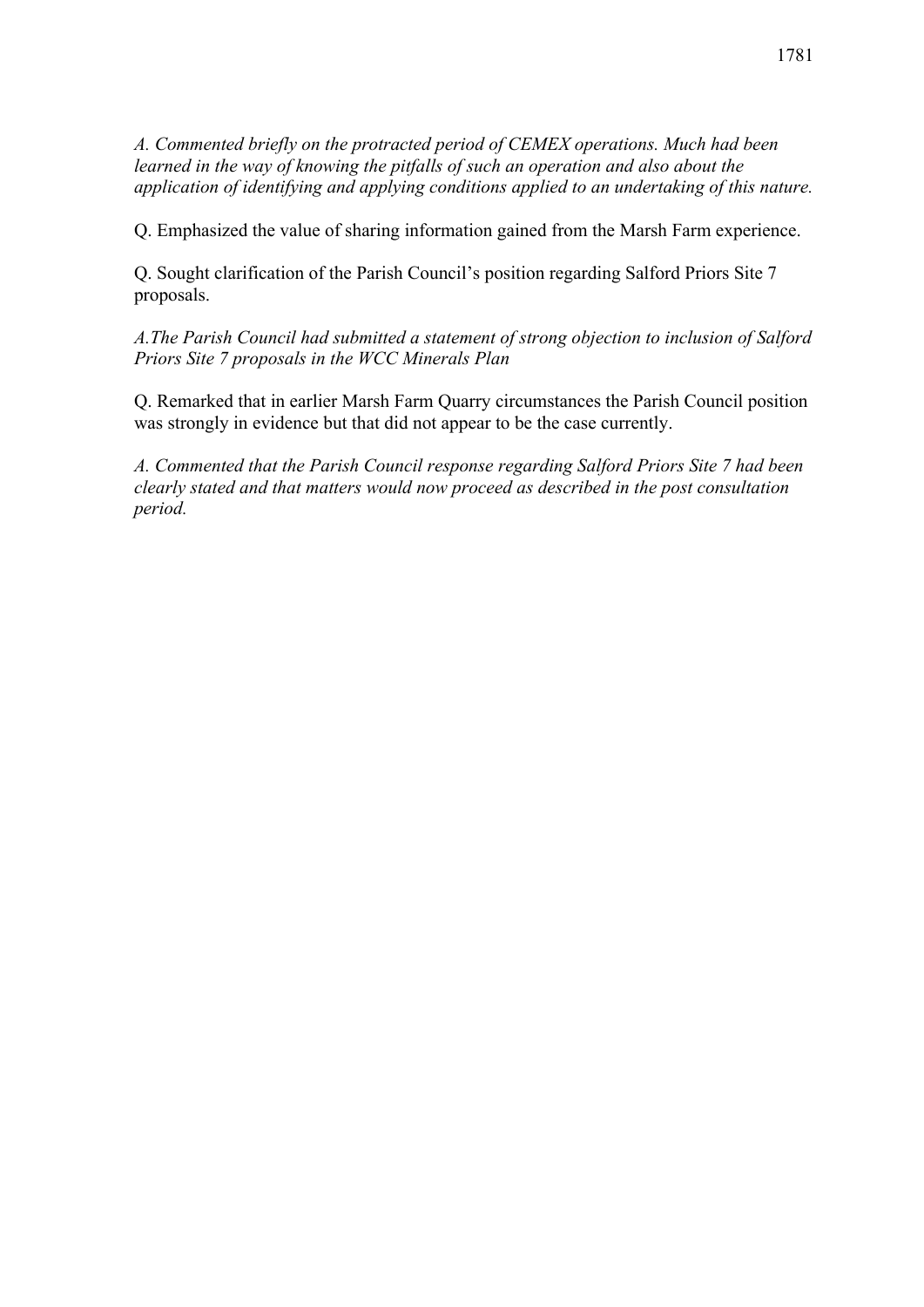*A. Commented briefly on the protracted period of CEMEX operations. Much had been learned in the way of knowing the pitfalls of such an operation and also about the application of identifying and applying conditions applied to an undertaking of this nature.*

Q. Emphasized the value of sharing information gained from the Marsh Farm experience.

Q. Sought clarification of the Parish Council's position regarding Salford Priors Site 7 proposals.

*A.The Parish Council had submitted a statement of strong objection to inclusion of Salford Priors Site 7 proposals in the WCC Minerals Plan*

Q. Remarked that in earlier Marsh Farm Quarry circumstances the Parish Council position was strongly in evidence but that did not appear to be the case currently.

*A. Commented that the Parish Council response regarding Salford Priors Site 7 had been clearly stated and that matters would now proceed as described in the post consultation period.*